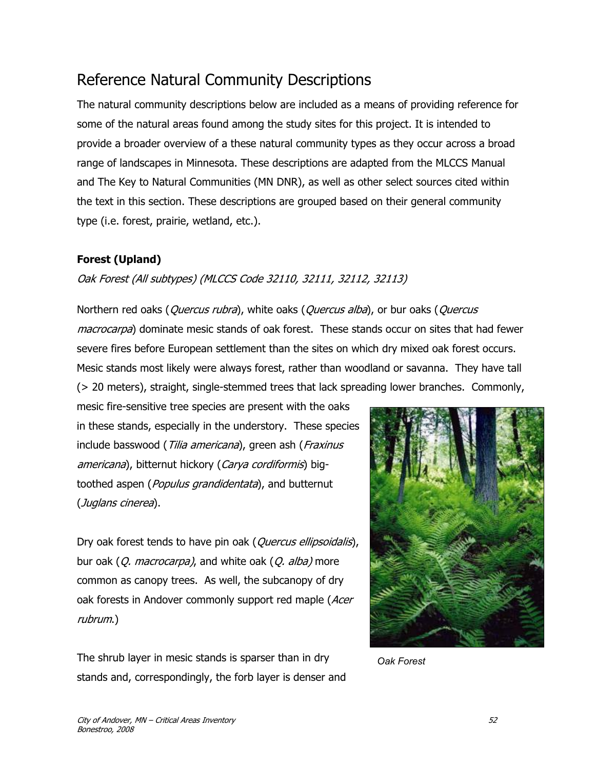# Reference Natural Community Descriptions

The natural community descriptions below are included as a means of providing reference for some of the natural areas found among the study sites for this project. It is intended to provide a broader overview of a these natural community types as they occur across a broad range of landscapes in Minnesota. These descriptions are adapted from the MLCCS Manual and The Key to Natural Communities (MN DNR), as well as other select sources cited within the text in this section. These descriptions are grouped based on their general community type (i.e. forest, prairie, wetland, etc.).

## Forest (Upland)

*Oak Forest (All subtypes) (MLCCS Code 32110, 32111, 32112, 32113)*

Northern red oaks (*Quercus rubra*), white oaks (*Quercus alba*), or bur oaks (*Quercus macrocarpa*) dominate mesic stands of oak forest. These stands occur on sites that had fewer severe fires before European settlement than the sites on which dry mixed oak forest occurs. Mesic stands most likely were always forest, rather than woodland or savanna. They have tall (> 20 meters), straight, single-stemmed trees that lack spreading lower branches. Commonly, mesic fire-sensitive tree species are present with the oaks in these stands, especially in the understory. These species include basswood (*Tilia americana*), green ash (*Fraxinus americana*), bitternut hickory (*Carya cordiformis*) big-toothed aspen (*Populus grandidentata*), and butternut (*Juglans cinerea*).

Dry oak forest tends to have pin oak (*Quercus ellipsoidalis*), bur oak (*Q. macrocarpa)*, and white oak (*Q. alba)* more common as canopy trees. As well, the subcanopy of dry oak forests in Andover commonly support red maple (*Acer rubrum*.)

Oak Forest

The shrub layer in mesic stands is sparser than in dry stands and, correspondingly, the forb layer is denser and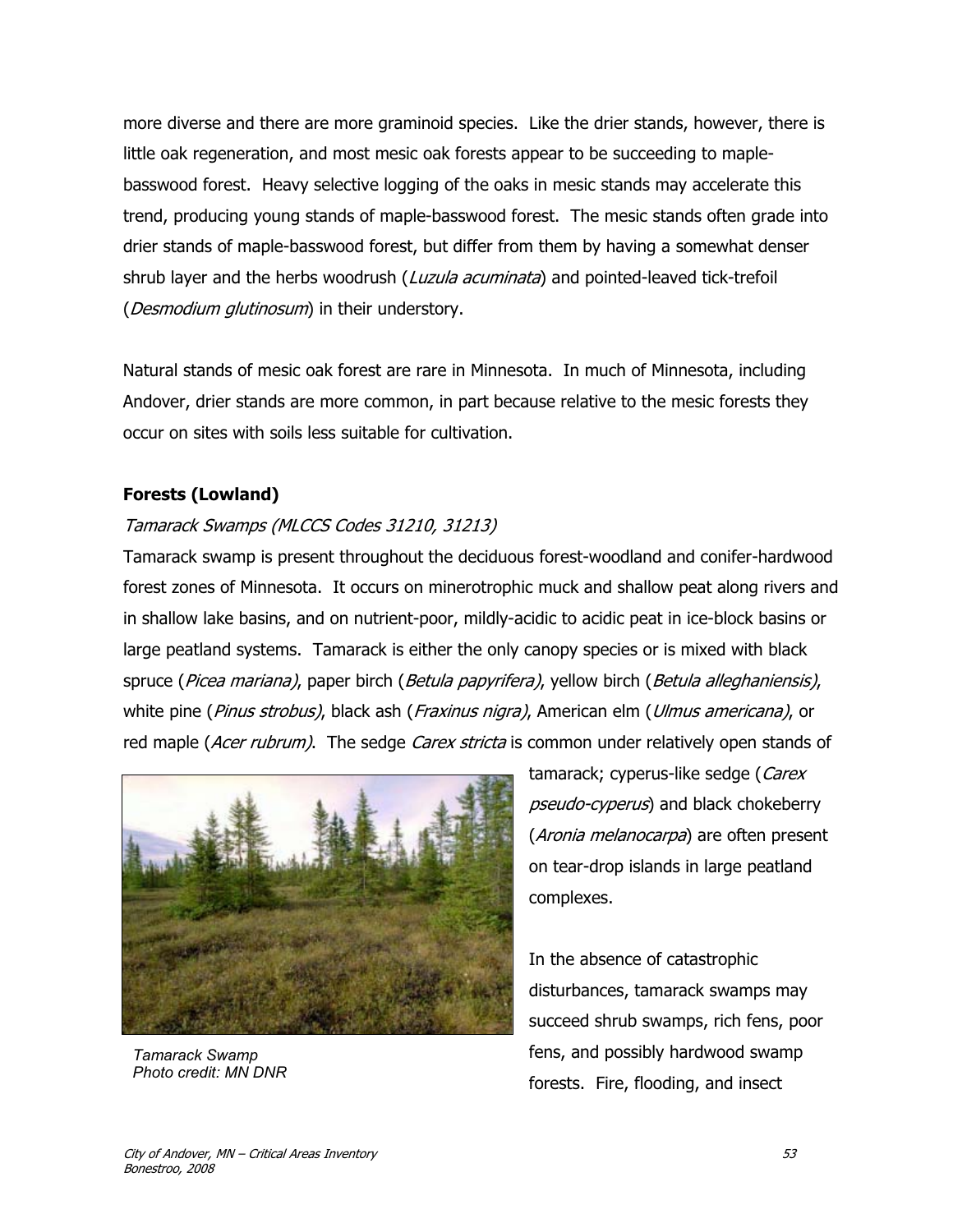more diverse and there are more graminoid species. Like the drier stands, however, there is little oak regeneration, and most mesic oak forests appear to be succeeding to maple-basswood forest. Heavy selective logging of the oaks in mesic stands may accelerate this trend, producing young stands of maple-basswood forest. The mesic stands often grade into drier stands of maple-basswood forest, but differ from them by having a somewhat denser shrub layer and the herbs woodrush (*Luzula acuminata*) and pointed-leaved tick-trefoil (*Desmodium glutinosum*) in their understory.

Natural stands of mesic oak forest are rare in Minnesota. In much of Minnesota, including Andover, drier stands are more common, in part because relative to the mesic forests they occur on sites with soils less suitable for cultivation.

**Forests (Lowland)**

*Tamarack Swamps (MLCCS Codes 31210, 31213)*

Tamarack swamp is present throughout the deciduous forest-woodland and conifer-hardwood forest zones of Minnesota. It occurs on minerotrophic muck and shallow peat along rivers and in shallow lake basins, and on nutrient-poor, mildly-acidic to acidic peat in ice-block basins or large peatland systems. Tamarack is either the only canopy species or is mixed with black spruce (*Picea mariana)*, paper birch (*Betula papyrifera)*, yellow birch (*Betula alleghaniensis)*, white pine (*Pinus strobus)*, black ash (*Fraxinus nigra)*, American elm (*Ulmus americana)*, or red maple (*Acer rubrum)*. The sedge *Carex stricta* is common under relatively open stands of tamarack; cyperus-like sedge (*Carex pseudo-cyperus*) and black chokeberry (*Aronia melanocarpa*) are often present on tear-drop islands in large peatland complexes.

*Tamarack Swamp*
*Photo credit: MN DNR*

In the absence of catastrophic disturbances, tamarack swamps may succeed shrub swamps, rich fens, poor fens, and possibly hardwood swamp forests. Fire, flooding, and insect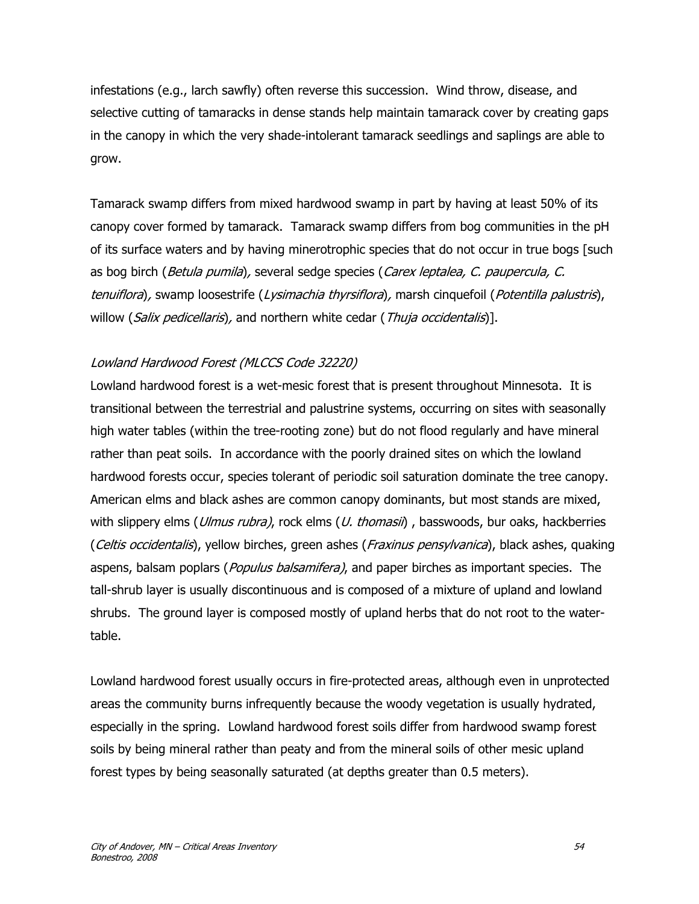infestations (e.g., larch sawfly) often reverse this succession. Wind throw, disease, and selective cutting of tamaracks in dense stands help maintain tamarack cover by creating gaps in the canopy in which the very shade-intolerant tamarack seedlings and saplings are able to grow.

Tamarack swamp differs from mixed hardwood swamp in part by having at least 50% of its canopy cover formed by tamarack. Tamarack swamp differs from bog communities in the pH of its surface waters and by having minerotrophic species that do not occur in true bogs [such as bog birch (*Betula pumila*), several sedge species (*Carex leptalea, C. paupercula, C. tenuiflora*), swamp loosestrife (*Lysimachia thyrsiflora*), marsh cinquefoil (*Potentilla palustris*), willow (*Salix pedicellaris*), and northern white cedar (*Thuja occidentalis*)].

### *Lowland Hardwood Forest (MLCCS Code 32220)*

Lowland hardwood forest is a wet-mesic forest that is present throughout Minnesota. It is transitional between the terrestrial and palustrine systems, occurring on sites with seasonally high water tables (within the tree-rooting zone) but do not flood regularly and have mineral rather than peat soils. In accordance with the poorly drained sites on which the lowland hardwood forests occur, species tolerant of periodic soil saturation dominate the tree canopy. American elms and black ashes are common canopy dominants, but most stands are mixed, with slippery elms (*Ulmus rubra)*, rock elms (*U. thomasii*) , basswoods, bur oaks, hackberries (*Celtis occidentalis*), yellow birches, green ashes (*Fraxinus pensylvanica*), black ashes, quaking aspens, balsam poplars (*Populus balsamifera)*, and paper birches as important species. The tall-shrub layer is usually discontinuous and is composed of a mixture of upland and lowland shrubs. The ground layer is composed mostly of upland herbs that do not root to the water-table.

Lowland hardwood forest usually occurs in fire-protected areas, although even in unprotected areas the community burns infrequently because the woody vegetation is usually hydrated, especially in the spring. Lowland hardwood forest soils differ from hardwood swamp forest soils by being mineral rather than peaty and from the mineral soils of other mesic upland forest types by being seasonally saturated (at depths greater than 0.5 meters).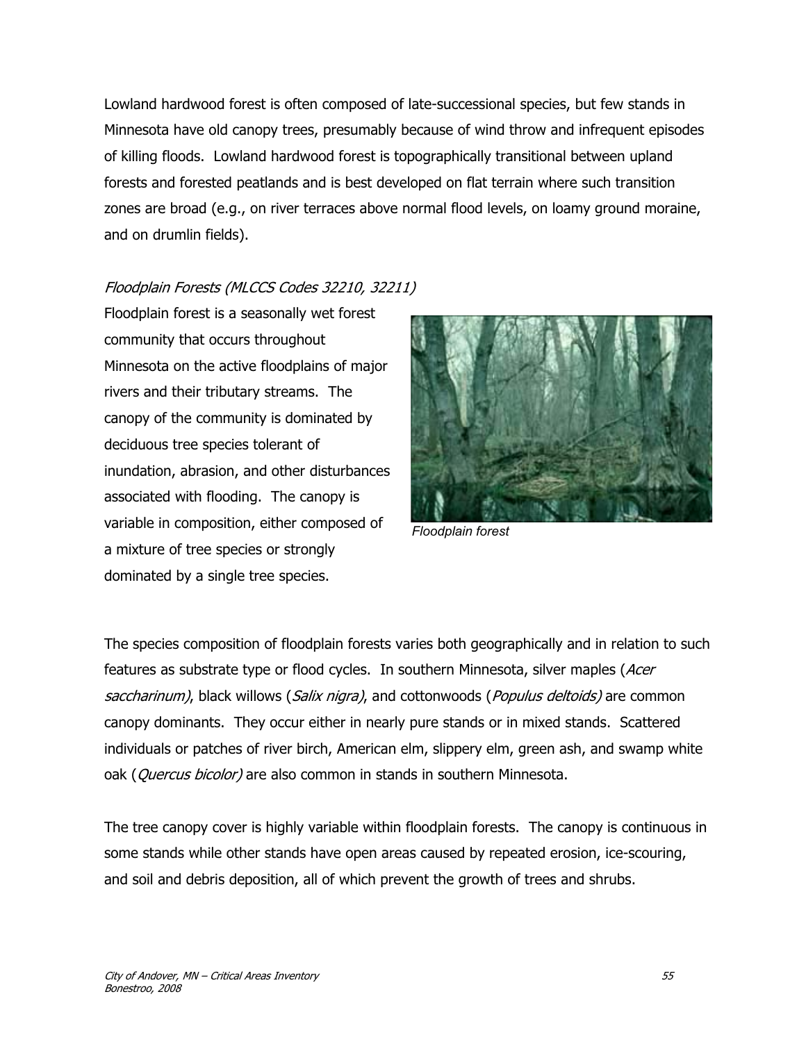Lowland hardwood forest is often composed of late-successional species, but few stands in Minnesota have old canopy trees, presumably because of wind throw and infrequent episodes of killing floods. Lowland hardwood forest is topographically transitional between upland forests and forested peatlands and is best developed on flat terrain where such transition zones are broad (e.g., on river terraces above normal flood levels, on loamy ground moraine, and on drumlin fields).

*Floodplain Forests (MLCCS Codes 32210, 32211)*

Floodplain forest is a seasonally wet forest community that occurs throughout Minnesota on the active floodplains of major rivers and their tributary streams. The canopy of the community is dominated by deciduous tree species tolerant of inundation, abrasion, and other disturbances associated with flooding. The canopy is variable in composition, either composed of a mixture of tree species or strongly dominated by a single tree species.

*Floodplain forest*

The species composition of floodplain forests varies both geographically and in relation to such features as substrate type or flood cycles. In southern Minnesota, silver maples (*Acer saccharinum)*, black willows (*Salix nigra)*, and cottonwoods (*Populus deltoids)* are common canopy dominants. They occur either in nearly pure stands or in mixed stands. Scattered individuals or patches of river birch, American elm, slippery elm, green ash, and swamp white oak (*Quercus bicolor)* are also common in stands in southern Minnesota.

The tree canopy cover is highly variable within floodplain forests. The canopy is continuous in some stands while other stands have open areas caused by repeated erosion, ice-scouring, and soil and debris deposition, all of which prevent the growth of trees and shrubs.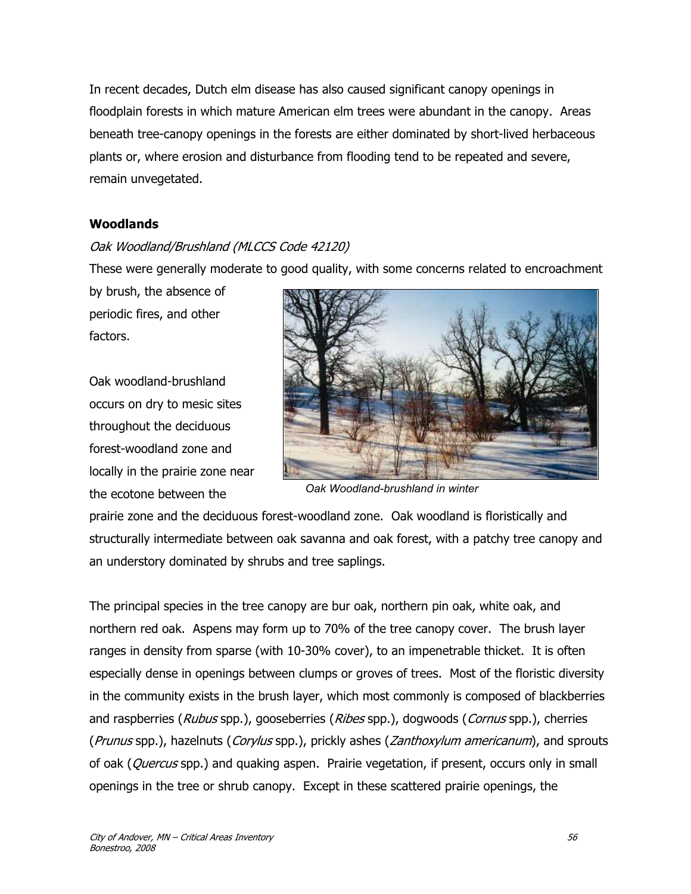In recent decades, Dutch elm disease has also caused significant canopy openings in floodplain forests in which mature American elm trees were abundant in the canopy. Areas beneath tree-canopy openings in the forests are either dominated by short-lived herbaceous plants or, where erosion and disturbance from flooding tend to be repeated and severe, remain unvegetated.

### Woodlands

*Oak Woodland/Brushland (MLCCS Code 42120)*

These were generally moderate to good quality, with some concerns related to encroachment by brush, the absence of periodic fires, and other factors.

Oak woodland-brushland occurs on dry to mesic sites throughout the deciduous forest-woodland zone and locally in the prairie zone near the ecotone between the prairie zone and the deciduous forest-woodland zone. Oak woodland is floristically and structurally intermediate between oak savanna and oak forest, with a patchy tree canopy and an understory dominated by shrubs and tree saplings.

*Oak Woodland-brushland in winter*

The principal species in the tree canopy are bur oak, northern pin oak, white oak, and northern red oak. Aspens may form up to 70% of the tree canopy cover. The brush layer ranges in density from sparse (with 10-30% cover), to an impenetrable thicket. It is often especially dense in openings between clumps or groves of trees. Most of the floristic diversity in the community exists in the brush layer, which most commonly is composed of blackberries and raspberries (*Rubus* spp.), gooseberries (*Ribes* spp.), dogwoods (*Cornus* spp.), cherries (*Prunus* spp.), hazelnuts (*Corylus* spp.), prickly ashes (*Zanthoxylum americanum*), and sprouts of oak (*Quercus* spp.) and quaking aspen. Prairie vegetation, if present, occurs only in small openings in the tree or shrub canopy. Except in these scattered prairie openings, the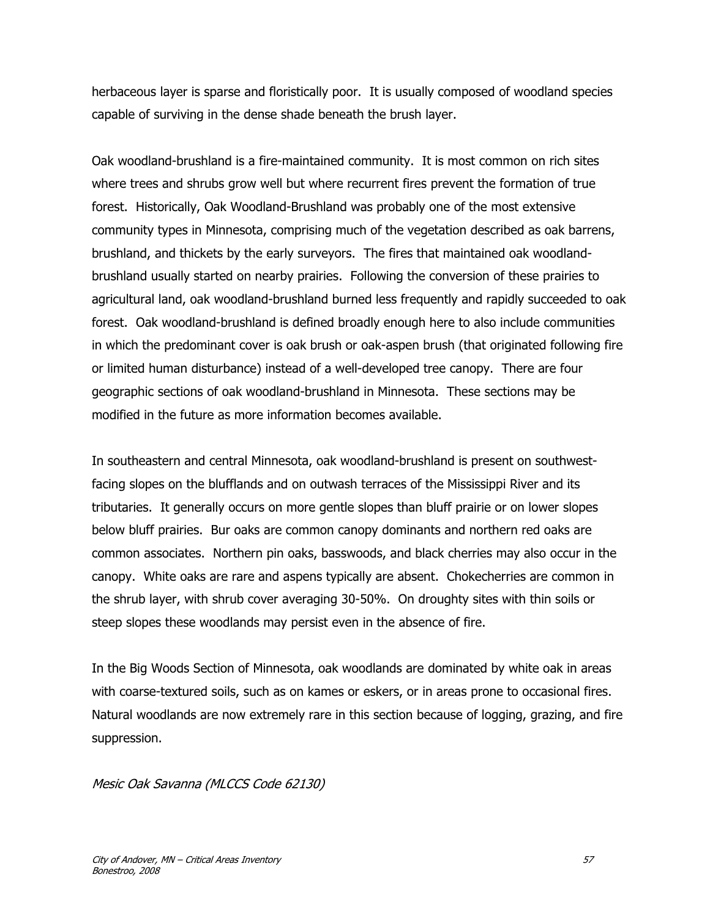herbaceous layer is sparse and floristically poor. It is usually composed of woodland species capable of surviving in the dense shade beneath the brush layer.

Oak woodland-brushland is a fire-maintained community. It is most common on rich sites where trees and shrubs grow well but where recurrent fires prevent the formation of true forest. Historically, Oak Woodland-Brushland was probably one of the most extensive community types in Minnesota, comprising much of the vegetation described as oak barrens, brushland, and thickets by the early surveyors. The fires that maintained oak woodland-brushland usually started on nearby prairies. Following the conversion of these prairies to agricultural land, oak woodland-brushland burned less frequently and rapidly succeeded to oak forest. Oak woodland-brushland is defined broadly enough here to also include communities in which the predominant cover is oak brush or oak-aspen brush (that originated following fire or limited human disturbance) instead of a well-developed tree canopy. There are four geographic sections of oak woodland-brushland in Minnesota. These sections may be modified in the future as more information becomes available.

In southeastern and central Minnesota, oak woodland-brushland is present on southwest-facing slopes on the blufflands and on outwash terraces of the Mississippi River and its tributaries. It generally occurs on more gentle slopes than bluff prairie or on lower slopes below bluff prairies. Bur oaks are common canopy dominants and northern red oaks are common associates. Northern pin oaks, basswoods, and black cherries may also occur in the canopy. White oaks are rare and aspens typically are absent. Chokecherries are common in the shrub layer, with shrub cover averaging 30-50%. On droughty sites with thin soils or steep slopes these woodlands may persist even in the absence of fire.

In the Big Woods Section of Minnesota, oak woodlands are dominated by white oak in areas with coarse-textured soils, such as on kames or eskers, or in areas prone to occasional fires. Natural woodlands are now extremely rare in this section because of logging, grazing, and fire suppression.

*Mesic Oak Savanna (MLCCS Code 62130)*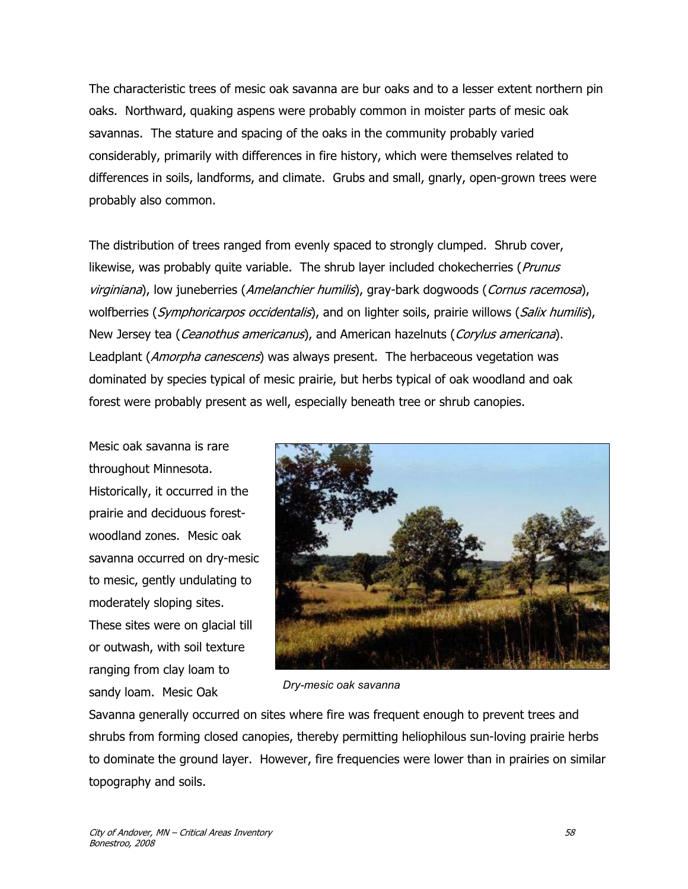The characteristic trees of mesic oak savanna are bur oaks and to a lesser extent northern pin oaks. Northward, quaking aspens were probably common in moister parts of mesic oak savannas. The stature and spacing of the oaks in the community probably varied considerably, primarily with differences in fire history, which were themselves related to differences in soils, landforms, and climate. Grubs and small, gnarly, open-grown trees were probably also common.

The distribution of trees ranged from evenly spaced to strongly clumped. Shrub cover, likewise, was probably quite variable. The shrub layer included chokecherries (*Prunus virginiana*), low juneberries (*Amelanchier humilis*), gray-bark dogwoods (*Cornus racemosa*), wolfberries (*Symphoricarpos occidentalis*), and on lighter soils, prairie willows (*Salix humilis*), New Jersey tea (*Ceanothus americanus*), and American hazelnuts (*Corylus americana*). Leadplant (*Amorpha canescens*) was always present. The herbaceous vegetation was dominated by species typical of mesic prairie, but herbs typical of oak woodland and oak forest were probably present as well, especially beneath tree or shrub canopies.

Mesic oak savanna is rare throughout Minnesota. Historically, it occurred in the prairie and deciduous forest-woodland zones. Mesic oak savanna occurred on dry-mesic to mesic, gently undulating to moderately sloping sites. These sites were on glacial till or outwash, with soil texture ranging from clay loam to sandy loam. Mesic Oak Savanna generally occurred on sites where fire was frequent enough to prevent trees and shrubs from forming closed canopies, thereby permitting heliophilous sun-loving prairie herbs to dominate the ground layer. However, fire frequencies were lower than in prairies on similar topography and soils.

*Dry-mesic oak savanna*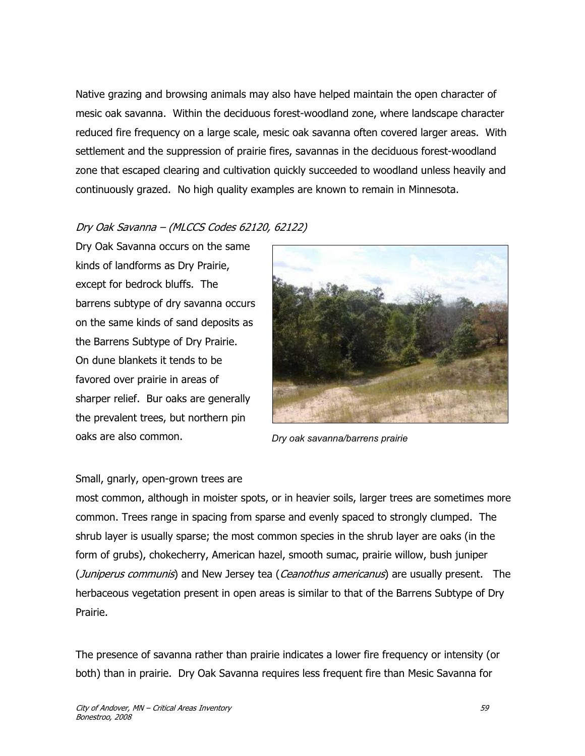Native grazing and browsing animals may also have helped maintain the open character of mesic oak savanna. Within the deciduous forest-woodland zone, where landscape character reduced fire frequency on a large scale, mesic oak savanna often covered larger areas. With settlement and the suppression of prairie fires, savannas in the deciduous forest-woodland zone that escaped clearing and cultivation quickly succeeded to woodland unless heavily and continuously grazed. No high quality examples are known to remain in Minnesota.

*Dry Oak Savanna – (MLCCS Codes 62120, 62122)*

Dry Oak Savanna occurs on the same kinds of landforms as Dry Prairie, except for bedrock bluffs. The barrens subtype of dry savanna occurs on the same kinds of sand deposits as the Barrens Subtype of Dry Prairie. On dune blankets it tends to be favored over prairie in areas of sharper relief. Bur oaks are generally the prevalent trees, but northern pin oaks are also common.

*Dry oak savanna/barrens prairie*

Small, gnarly, open-grown trees are most common, although in moister spots, or in heavier soils, larger trees are sometimes more common. Trees range in spacing from sparse and evenly spaced to strongly clumped. The shrub layer is usually sparse; the most common species in the shrub layer are oaks (in the form of grubs), chokecherry, American hazel, smooth sumac, prairie willow, bush juniper (*Juniperus communis*) and New Jersey tea (*Ceanothus americanus*) are usually present. The herbaceous vegetation present in open areas is similar to that of the Barrens Subtype of Dry Prairie.

The presence of savanna rather than prairie indicates a lower fire frequency or intensity (or both) than in prairie. Dry Oak Savanna requires less frequent fire than Mesic Savanna for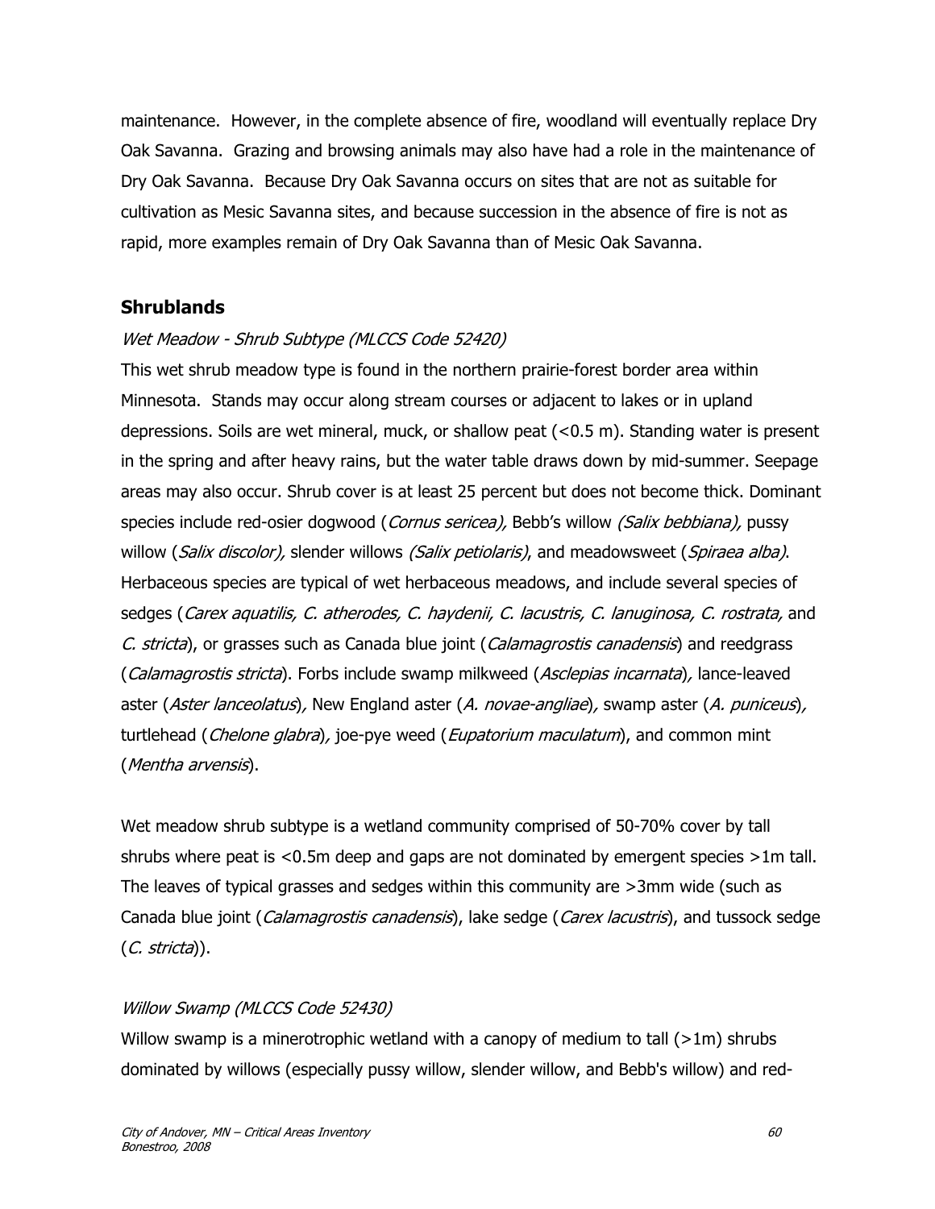maintenance. However, in the complete absence of fire, woodland will eventually replace Dry Oak Savanna. Grazing and browsing animals may also have had a role in the maintenance of Dry Oak Savanna. Because Dry Oak Savanna occurs on sites that are not as suitable for cultivation as Mesic Savanna sites, and because succession in the absence of fire is not as rapid, more examples remain of Dry Oak Savanna than of Mesic Oak Savanna.

## Shrublands

*Wet Meadow - Shrub Subtype (MLCCS Code 52420)*

This wet shrub meadow type is found in the northern prairie-forest border area within Minnesota. Stands may occur along stream courses or adjacent to lakes or in upland depressions. Soils are wet mineral, muck, or shallow peat (<0.5 m). Standing water is present in the spring and after heavy rains, but the water table draws down by mid-summer. Seepage areas may also occur. Shrub cover is at least 25 percent but does not become thick. Dominant species include red-osier dogwood (*Cornus sericea),* Bebb's willow *(Salix bebbiana),* pussy willow (*Salix discolor),* slender willows *(Salix petiolaris)*, and meadowsweet (*Spiraea alba)*. Herbaceous species are typical of wet herbaceous meadows, and include several species of sedges (*Carex aquatilis, C. atherodes, C. haydenii, C. lacustris, C. lanuginosa, C. rostrata,* and *C. stricta*), or grasses such as Canada blue joint (*Calamagrostis canadensis*) and reedgrass (*Calamagrostis stricta*). Forbs include swamp milkweed (*Asclepias incarnata*)*,* lance-leaved aster (*Aster lanceolatus*)*,* New England aster (*A. novae-angliae*)*,* swamp aster (*A. puniceus*)*,* turtlehead (*Chelone glabra*)*,* joe-pye weed (*Eupatorium maculatum*), and common mint (*Mentha arvensis*).

Wet meadow shrub subtype is a wetland community comprised of 50-70% cover by tall shrubs where peat is <0.5m deep and gaps are not dominated by emergent species >1m tall. The leaves of typical grasses and sedges within this community are >3mm wide (such as Canada blue joint (*Calamagrostis canadensis*), lake sedge (*Carex lacustris*), and tussock sedge (*C. stricta*)).

*Willow Swamp (MLCCS Code 52430)*

Willow swamp is a minerotrophic wetland with a canopy of medium to tall (>1m) shrubs dominated by willows (especially pussy willow, slender willow, and Bebb's willow) and red-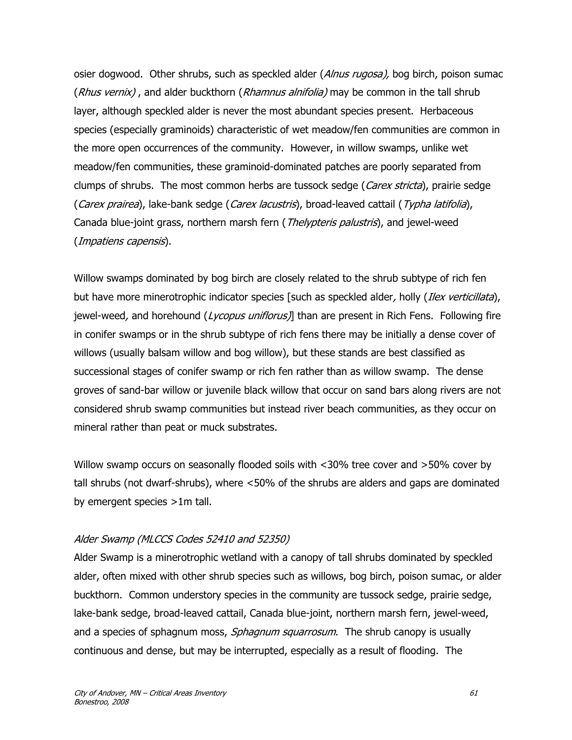osier dogwood. Other shrubs, such as speckled alder (*Alnus rugosa),* bog birch, poison sumac (*Rhus vernix)* , and alder buckthorn (*Rhamnus alnifolia)* may be common in the tall shrub layer, although speckled alder is never the most abundant species present. Herbaceous species (especially graminoids) characteristic of wet meadow/fen communities are common in the more open occurrences of the community. However, in willow swamps, unlike wet meadow/fen communities, these graminoid-dominated patches are poorly separated from clumps of shrubs. The most common herbs are tussock sedge (*Carex stricta*), prairie sedge (*Carex prairea*), lake-bank sedge (*Carex lacustris*), broad-leaved cattail (*Typha latifolia*), Canada blue-joint grass, northern marsh fern (*Thelypteris palustris*), and jewel-weed (*Impatiens capensis*).

Willow swamps dominated by bog birch are closely related to the shrub subtype of rich fen but have more minerotrophic indicator species [such as speckled alder*,* holly (*Ilex verticillata*), jewel-weed*,* and horehound (*Lycopus uniflorus)*] than are present in Rich Fens. Following fire in conifer swamps or in the shrub subtype of rich fens there may be initially a dense cover of willows (usually balsam willow and bog willow), but these stands are best classified as successional stages of conifer swamp or rich fen rather than as willow swamp. The dense groves of sand-bar willow or juvenile black willow that occur on sand bars along rivers are not considered shrub swamp communities but instead river beach communities, as they occur on mineral rather than peat or muck substrates.

Willow swamp occurs on seasonally flooded soils with <30% tree cover and >50% cover by tall shrubs (not dwarf-shrubs), where <50% of the shrubs are alders and gaps are dominated by emergent species >1m tall.

### *Alder Swamp (MLCCS Codes 52410 and 52350)*

Alder Swamp is a minerotrophic wetland with a canopy of tall shrubs dominated by speckled alder, often mixed with other shrub species such as willows, bog birch, poison sumac, or alder buckthorn. Common understory species in the community are tussock sedge, prairie sedge, lake-bank sedge, broad-leaved cattail, Canada blue-joint, northern marsh fern, jewel-weed, and a species of sphagnum moss, *Sphagnum squarrosum*. The shrub canopy is usually continuous and dense, but may be interrupted, especially as a result of flooding. The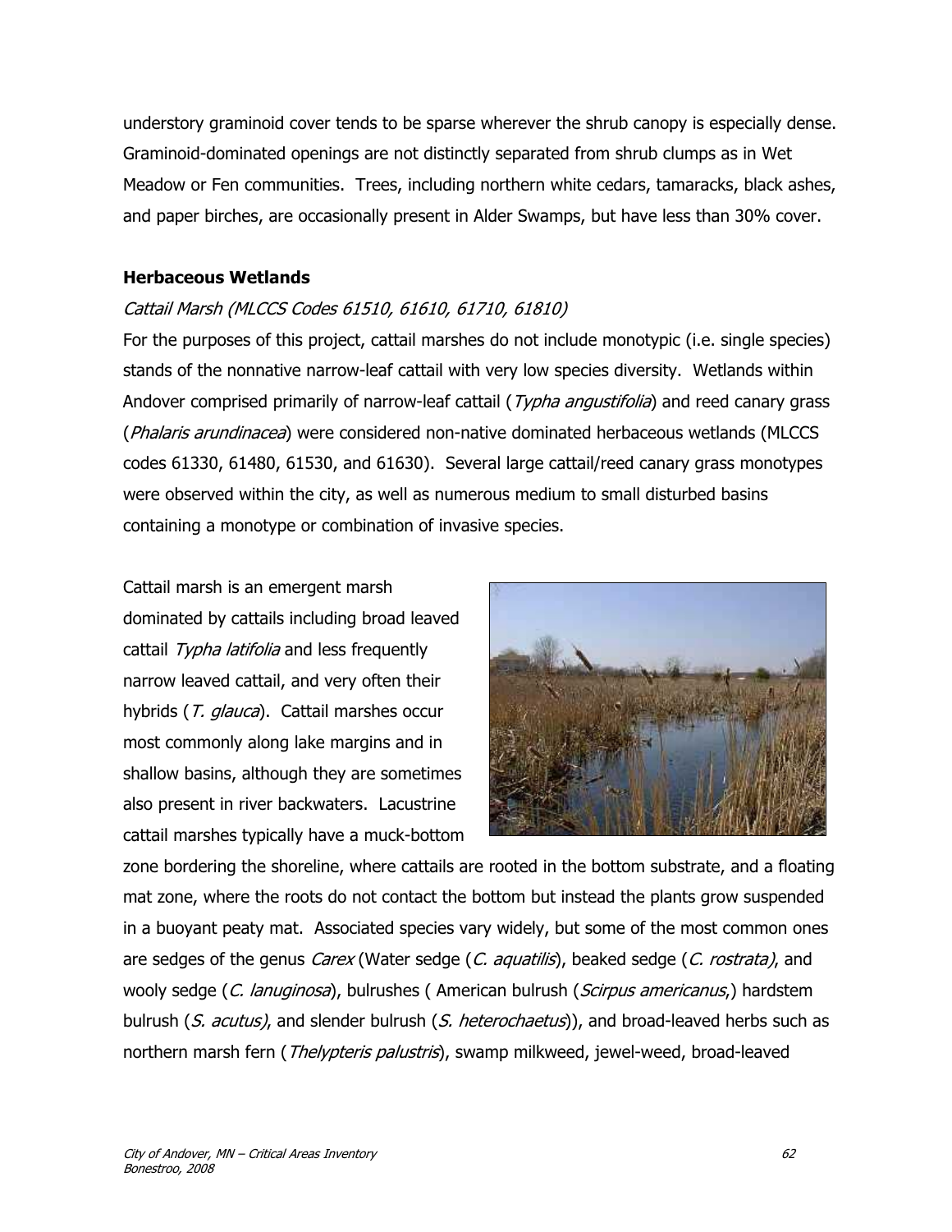understory graminoid cover tends to be sparse wherever the shrub canopy is especially dense. Graminoid-dominated openings are not distinctly separated from shrub clumps as in Wet Meadow or Fen communities. Trees, including northern white cedars, tamaracks, black ashes, and paper birches, are occasionally present in Alder Swamps, but have less than 30% cover.

## Herbaceous Wetlands

### *Cattail Marsh (MLCCS Codes 61510, 61610, 61710, 61810)*

For the purposes of this project, cattail marshes do not include monotypic (i.e. single species) stands of the nonnative narrow-leaf cattail with very low species diversity. Wetlands within Andover comprised primarily of narrow-leaf cattail (*Typha angustifolia*) and reed canary grass (*Phalaris arundinacea*) were considered non-native dominated herbaceous wetlands (MLCCS codes 61330, 61480, 61530, and 61630). Several large cattail/reed canary grass monotypes were observed within the city, as well as numerous medium to small disturbed basins containing a monotype or combination of invasive species.

Cattail marsh is an emergent marsh dominated by cattails including broad leaved cattail *Typha latifolia* and less frequently narrow leaved cattail, and very often their hybrids (*T. glauca*). Cattail marshes occur most commonly along lake margins and in shallow basins, although they are sometimes also present in river backwaters. Lacustrine cattail marshes typically have a muck-bottom zone bordering the shoreline, where cattails are rooted in the bottom substrate, and a floating mat zone, where the roots do not contact the bottom but instead the plants grow suspended in a buoyant peaty mat. Associated species vary widely, but some of the most common ones are sedges of the genus *Carex* (Water sedge (*C. aquatilis*), beaked sedge (*C. rostrata)*, and wooly sedge (*C. lanuginosa*), bulrushes ( American bulrush (*Scirpus americanus*,) hardstem bulrush (*S. acutus)*, and slender bulrush (*S. heterochaetus*)), and broad-leaved herbs such as northern marsh fern (*Thelypteris palustris*), swamp milkweed, jewel-weed, broad-leaved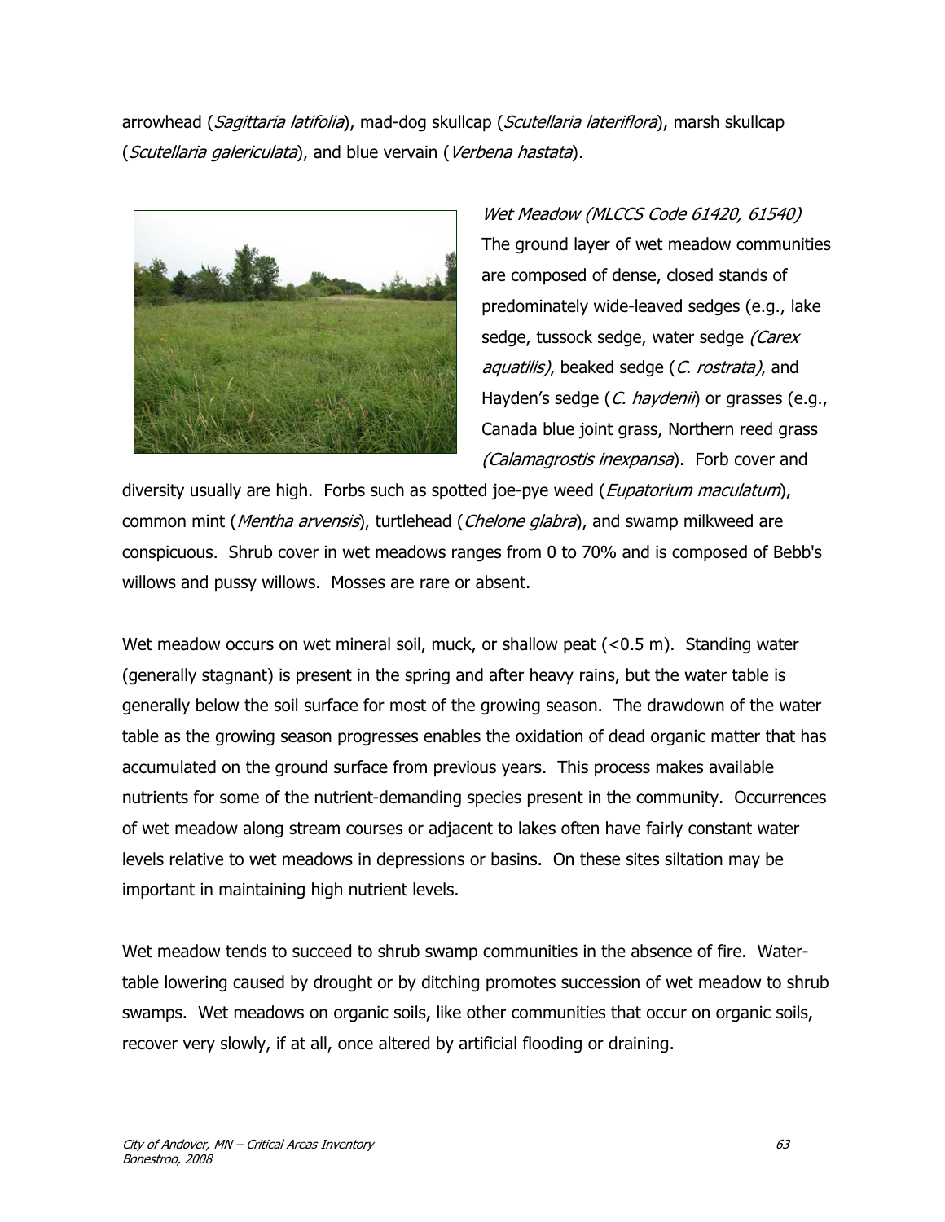arrowhead (*Sagittaria latifolia*), mad-dog skullcap (*Scutellaria lateriflora*), marsh skullcap (*Scutellaria galericulata*), and blue vervain (*Verbena hastata*).

*Wet Meadow (MLCCS Code 61420, 61540)*

The ground layer of wet meadow communities are composed of dense, closed stands of predominately wide-leaved sedges (e.g., lake sedge, tussock sedge, water sedge *(Carex aquatilis)*, beaked sedge (*C. rostrata)*, and Hayden's sedge (*C. haydenii*) or grasses (e.g., Canada blue joint grass, Northern reed grass *(Calamagrostis inexpansa*). Forb cover and diversity usually are high. Forbs such as spotted joe-pye weed (*Eupatorium maculatum*), common mint (*Mentha arvensis*), turtlehead (*Chelone glabra*), and swamp milkweed are conspicuous. Shrub cover in wet meadows ranges from 0 to 70% and is composed of Bebb's willows and pussy willows. Mosses are rare or absent.

Wet meadow occurs on wet mineral soil, muck, or shallow peat (<0.5 m). Standing water (generally stagnant) is present in the spring and after heavy rains, but the water table is generally below the soil surface for most of the growing season. The drawdown of the water table as the growing season progresses enables the oxidation of dead organic matter that has accumulated on the ground surface from previous years. This process makes available nutrients for some of the nutrient-demanding species present in the community. Occurrences of wet meadow along stream courses or adjacent to lakes often have fairly constant water levels relative to wet meadows in depressions or basins. On these sites siltation may be important in maintaining high nutrient levels.

Wet meadow tends to succeed to shrub swamp communities in the absence of fire. Water-table lowering caused by drought or by ditching promotes succession of wet meadow to shrub swamps. Wet meadows on organic soils, like other communities that occur on organic soils, recover very slowly, if at all, once altered by artificial flooding or draining.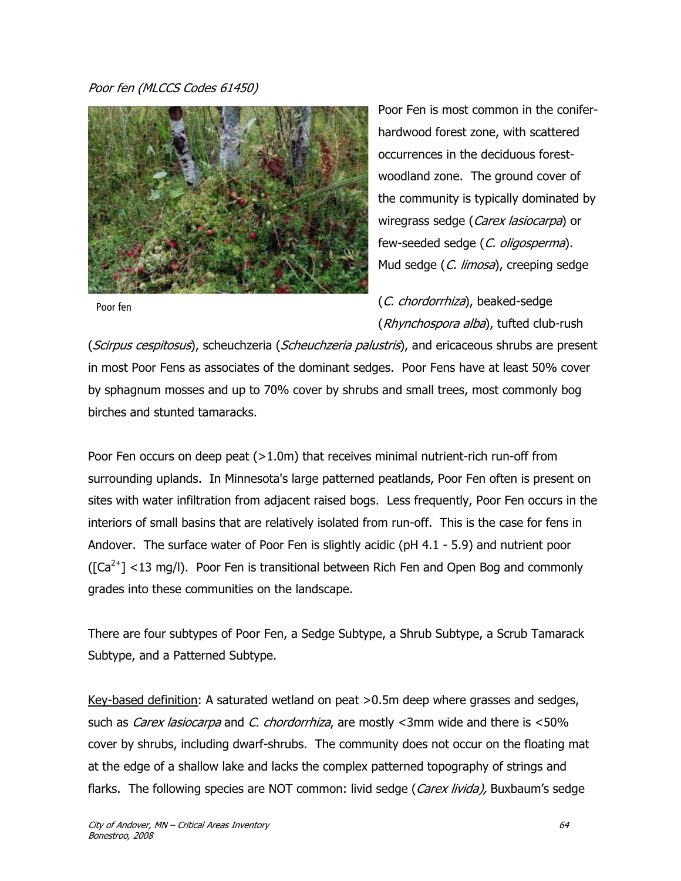*Poor fen (MLCCS Codes 61450)*

Poor fen

Poor Fen is most common in the conifer-hardwood forest zone, with scattered occurrences in the deciduous forest-woodland zone. The ground cover of the community is typically dominated by wiregrass sedge (*Carex lasiocarpa*) or few-seeded sedge (*C. oligosperma*). Mud sedge (*C. limosa*), creeping sedge (*C. chordorrhiza*), beaked-sedge (*Rhynchospora alba*), tufted club-rush (*Scirpus cespitosus*), scheuchzeria (*Scheuchzeria palustris*), and ericaceous shrubs are present in most Poor Fens as associates of the dominant sedges. Poor Fens have at least 50% cover by sphagnum mosses and up to 70% cover by shrubs and small trees, most commonly bog birches and stunted tamaracks.

Poor Fen occurs on deep peat (>1.0m) that receives minimal nutrient-rich run-off from surrounding uplands. In Minnesota's large patterned peatlands, Poor Fen often is present on sites with water infiltration from adjacent raised bogs. Less frequently, Poor Fen occurs in the interiors of small basins that are relatively isolated from run-off. This is the case for fens in Andover. The surface water of Poor Fen is slightly acidic (pH 4.1 - 5.9) and nutrient poor ([$Ca^{2+}$] <13 mg/l). Poor Fen is transitional between Rich Fen and Open Bog and commonly grades into these communities on the landscape.

There are four subtypes of Poor Fen, a Sedge Subtype, a Shrub Subtype, a Scrub Tamarack Subtype, and a Patterned Subtype.

Key-based definition: A saturated wetland on peat >0.5m deep where grasses and sedges, such as *Carex lasiocarpa* and *C. chordorrhiza*, are mostly <3mm wide and there is <50% cover by shrubs, including dwarf-shrubs. The community does not occur on the floating mat at the edge of a shallow lake and lacks the complex patterned topography of strings and flarks. The following species are NOT common: livid sedge (*Carex livida),* Buxbaum's sedge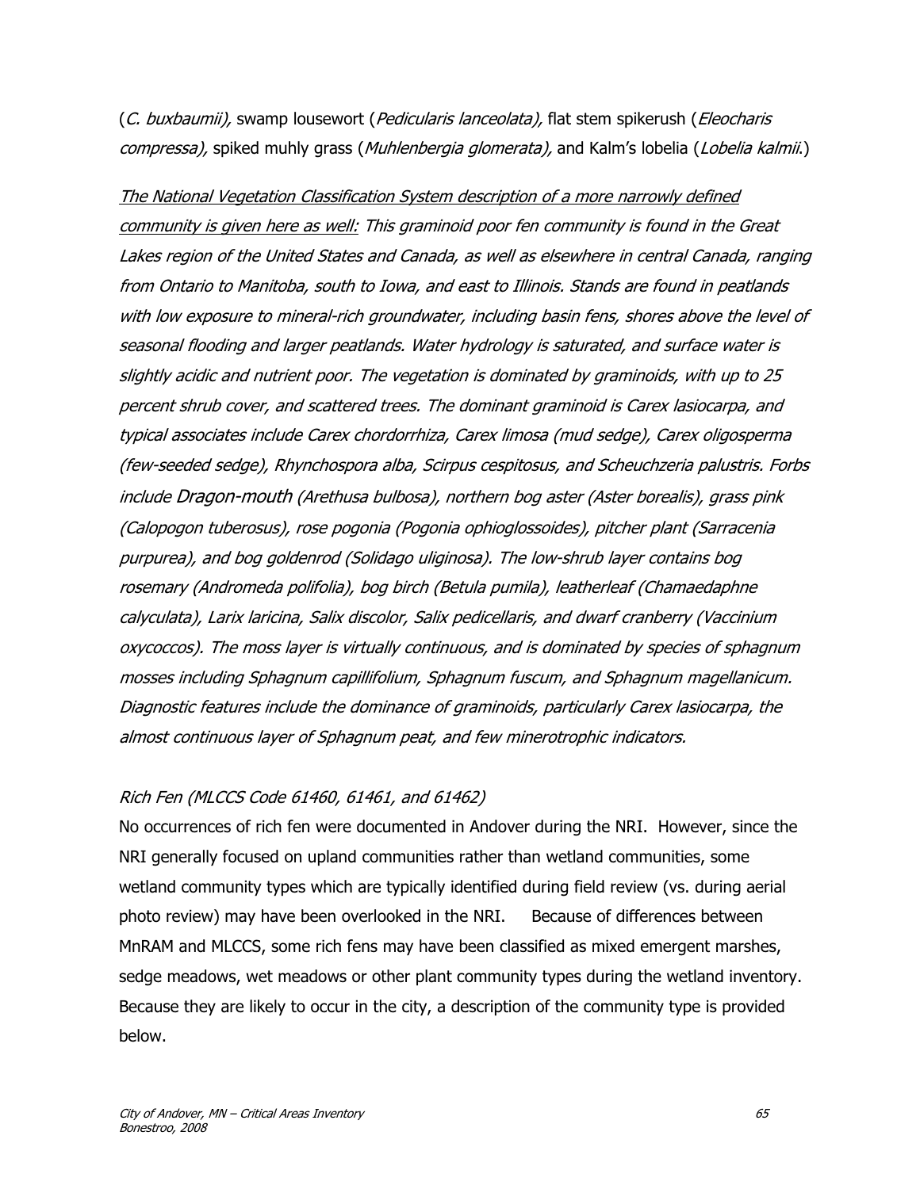(*C. buxbaumii),* swamp lousewort (*Pedicularis lanceolata),* flat stem spikerush (*Eleocharis compressa),* spiked muhly grass (*Muhlenbergia glomerata),* and Kalm's lobelia (*Lobelia kalmii.*)

*<u>The National Vegetation Classification System description of a more narrowly defined community is given here as well:</u> This graminoid poor fen community is found in the Great Lakes region of the United States and Canada, as well as elsewhere in central Canada, ranging from Ontario to Manitoba, south to Iowa, and east to Illinois. Stands are found in peatlands with low exposure to mineral-rich groundwater, including basin fens, shores above the level of seasonal flooding and larger peatlands. Water hydrology is saturated, and surface water is slightly acidic and nutrient poor. The vegetation is dominated by graminoids, with up to 25 percent shrub cover, and scattered trees. The dominant graminoid is Carex lasiocarpa, and typical associates include Carex chordorrhiza, Carex limosa (mud sedge), Carex oligosperma (few-seeded sedge), Rhynchospora alba, Scirpus cespitosus, and Scheuchzeria palustris. Forbs include Dragon-mouth (Arethusa bulbosa), northern bog aster (Aster borealis), grass pink (Calopogon tuberosus), rose pogonia (Pogonia ophioglossoides), pitcher plant (Sarracenia purpurea), and bog goldenrod (Solidago uliginosa). The low-shrub layer contains bog rosemary (Andromeda polifolia), bog birch (Betula pumila), leatherleaf (Chamaedaphne calyculata), Larix laricina, Salix discolor, Salix pedicellaris, and dwarf cranberry (Vaccinium oxycoccos). The moss layer is virtually continuous, and is dominated by species of sphagnum mosses including Sphagnum capillifolium, Sphagnum fuscum, and Sphagnum magellanicum. Diagnostic features include the dominance of graminoids, particularly Carex lasiocarpa, the almost continuous layer of Sphagnum peat, and few minerotrophic indicators.*

*Rich Fen (MLCCS Code 61460, 61461, and 61462)*

No occurrences of rich fen were documented in Andover during the NRI. However, since the NRI generally focused on upland communities rather than wetland communities, some wetland community types which are typically identified during field review (vs. during aerial photo review) may have been overlooked in the NRI. Because of differences between MnRAM and MLCCS, some rich fens may have been classified as mixed emergent marshes, sedge meadows, wet meadows or other plant community types during the wetland inventory. Because they are likely to occur in the city, a description of the community type is provided below.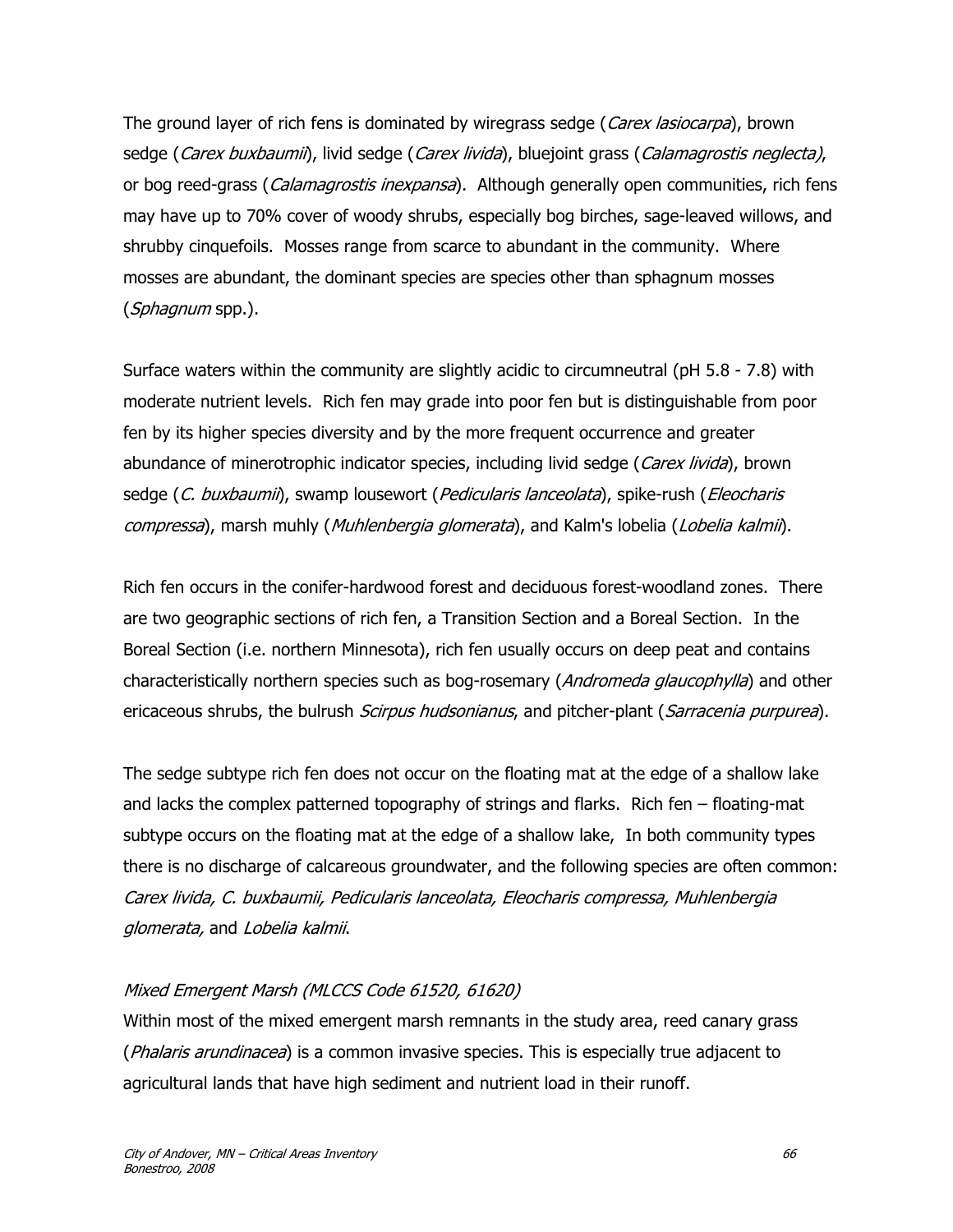The ground layer of rich fens is dominated by wiregrass sedge (*Carex lasiocarpa*), brown sedge (*Carex buxbaumii*), livid sedge (*Carex livida*), bluejoint grass (*Calamagrostis neglecta)*, or bog reed-grass (*Calamagrostis inexpansa*). Although generally open communities, rich fens may have up to 70% cover of woody shrubs, especially bog birches, sage-leaved willows, and shrubby cinquefoils. Mosses range from scarce to abundant in the community. Where mosses are abundant, the dominant species are species other than sphagnum mosses (*Sphagnum* spp.).

Surface waters within the community are slightly acidic to circumneutral (pH 5.8 - 7.8) with moderate nutrient levels. Rich fen may grade into poor fen but is distinguishable from poor fen by its higher species diversity and by the more frequent occurrence and greater abundance of minerotrophic indicator species, including livid sedge (*Carex livida*), brown sedge (*C. buxbaumii*), swamp lousewort (*Pedicularis lanceolata*), spike-rush (*Eleocharis compressa*), marsh muhly (*Muhlenbergia glomerata*), and Kalm's lobelia (*Lobelia kalmii*).

Rich fen occurs in the conifer-hardwood forest and deciduous forest-woodland zones. There are two geographic sections of rich fen, a Transition Section and a Boreal Section. In the Boreal Section (i.e. northern Minnesota), rich fen usually occurs on deep peat and contains characteristically northern species such as bog-rosemary (*Andromeda glaucophylla*) and other ericaceous shrubs, the bulrush *Scirpus hudsonianus*, and pitcher-plant (*Sarracenia purpurea*).

The sedge subtype rich fen does not occur on the floating mat at the edge of a shallow lake and lacks the complex patterned topography of strings and flarks. Rich fen – floating-mat subtype occurs on the floating mat at the edge of a shallow lake, In both community types there is no discharge of calcareous groundwater, and the following species are often common: *Carex livida, C. buxbaumii, Pedicularis lanceolata, Eleocharis compressa, Muhlenbergia glomerata,* and *Lobelia kalmii*.

*Mixed Emergent Marsh (MLCCS Code 61520, 61620)*

Within most of the mixed emergent marsh remnants in the study area, reed canary grass (*Phalaris arundinacea*) is a common invasive species. This is especially true adjacent to agricultural lands that have high sediment and nutrient load in their runoff.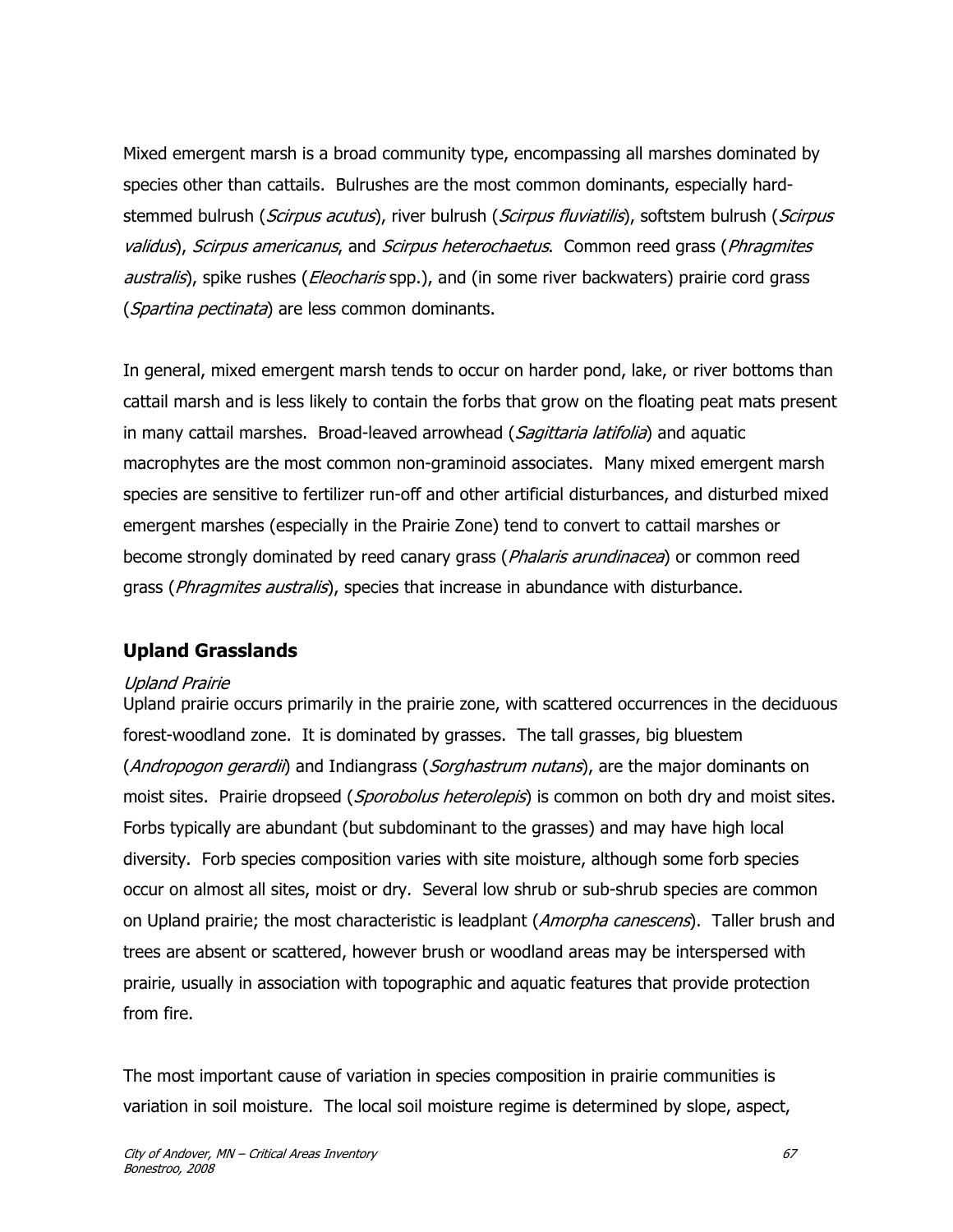Mixed emergent marsh is a broad community type, encompassing all marshes dominated by species other than cattails. Bulrushes are the most common dominants, especially hard-stemmed bulrush (*Scirpus acutus*), river bulrush (*Scirpus fluviatilis*), softstem bulrush (*Scirpus validus*), *Scirpus americanus*, and *Scirpus heterochaetus*. Common reed grass (*Phragmites australis*), spike rushes (*Eleocharis* spp.), and (in some river backwaters) prairie cord grass (*Spartina pectinata*) are less common dominants.

In general, mixed emergent marsh tends to occur on harder pond, lake, or river bottoms than cattail marsh and is less likely to contain the forbs that grow on the floating peat mats present in many cattail marshes. Broad-leaved arrowhead (*Sagittaria latifolia*) and aquatic macrophytes are the most common non-graminoid associates. Many mixed emergent marsh species are sensitive to fertilizer run-off and other artificial disturbances, and disturbed mixed emergent marshes (especially in the Prairie Zone) tend to convert to cattail marshes or become strongly dominated by reed canary grass (*Phalaris arundinacea*) or common reed grass (*Phragmites australis*), species that increase in abundance with disturbance.

## Upland Grasslands

*Upland Prairie*

Upland prairie occurs primarily in the prairie zone, with scattered occurrences in the deciduous forest-woodland zone. It is dominated by grasses. The tall grasses, big bluestem (*Andropogon gerardii*) and Indiangrass (*Sorghastrum nutans*), are the major dominants on moist sites. Prairie dropseed (*Sporobolus heterolepis*) is common on both dry and moist sites. Forbs typically are abundant (but subdominant to the grasses) and may have high local diversity. Forb species composition varies with site moisture, although some forb species occur on almost all sites, moist or dry. Several low shrub or sub-shrub species are common on Upland prairie; the most characteristic is leadplant (*Amorpha canescens*). Taller brush and trees are absent or scattered, however brush or woodland areas may be interspersed with prairie, usually in association with topographic and aquatic features that provide protection from fire.

The most important cause of variation in species composition in prairie communities is variation in soil moisture. The local soil moisture regime is determined by slope, aspect,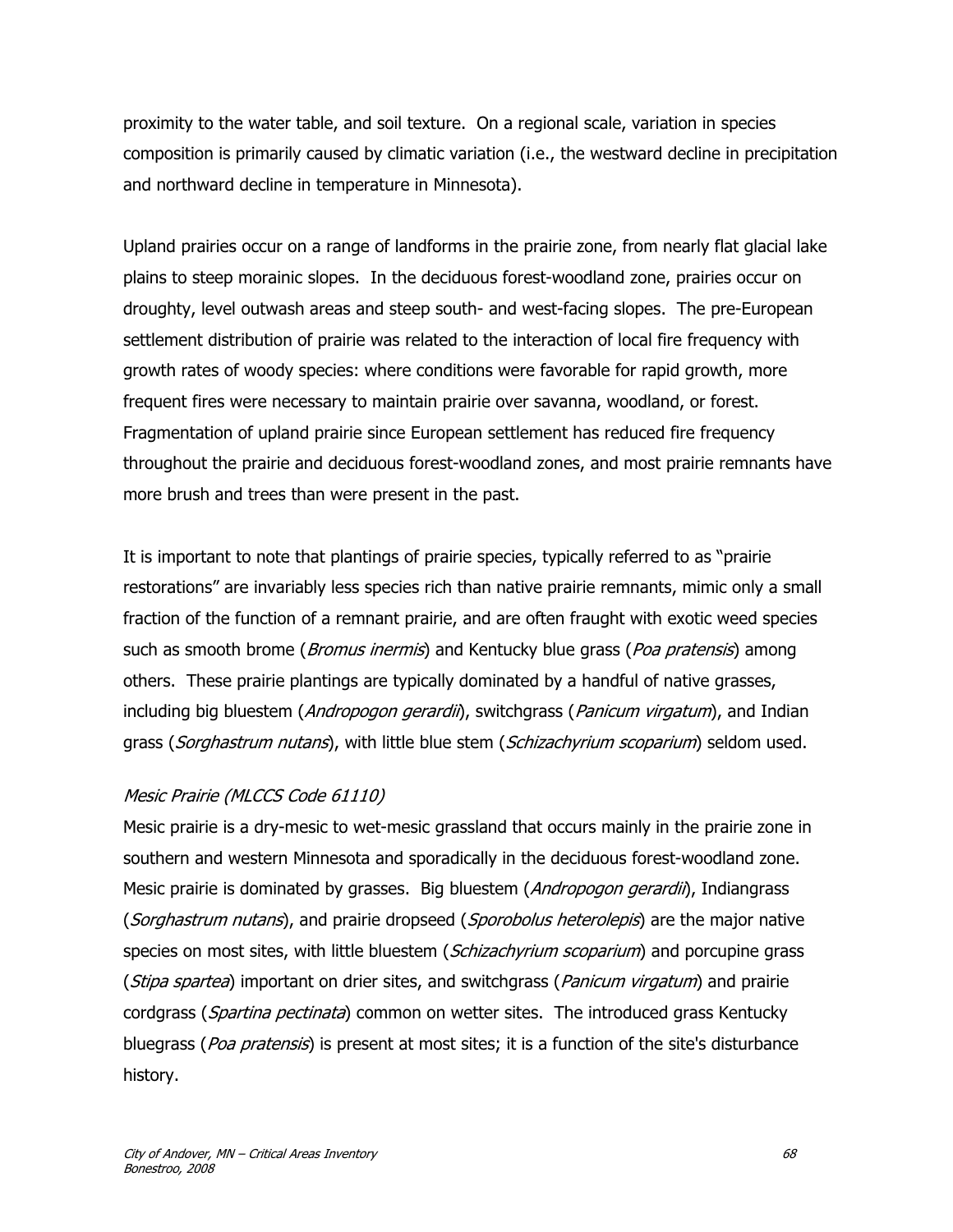proximity to the water table, and soil texture. On a regional scale, variation in species composition is primarily caused by climatic variation (i.e., the westward decline in precipitation and northward decline in temperature in Minnesota).

Upland prairies occur on a range of landforms in the prairie zone, from nearly flat glacial lake plains to steep morainic slopes. In the deciduous forest-woodland zone, prairies occur on droughty, level outwash areas and steep south- and west-facing slopes. The pre-European settlement distribution of prairie was related to the interaction of local fire frequency with growth rates of woody species: where conditions were favorable for rapid growth, more frequent fires were necessary to maintain prairie over savanna, woodland, or forest. Fragmentation of upland prairie since European settlement has reduced fire frequency throughout the prairie and deciduous forest-woodland zones, and most prairie remnants have more brush and trees than were present in the past.

It is important to note that plantings of prairie species, typically referred to as "prairie restorations" are invariably less species rich than native prairie remnants, mimic only a small fraction of the function of a remnant prairie, and are often fraught with exotic weed species such as smooth brome (*Bromus inermis*) and Kentucky blue grass (*Poa pratensis*) among others. These prairie plantings are typically dominated by a handful of native grasses, including big bluestem (*Andropogon gerardii*), switchgrass (*Panicum virgatum*), and Indian grass (*Sorghastrum nutans*), with little blue stem (*Schizachyrium scoparium*) seldom used.

*Mesic Prairie (MLCCS Code 61110)*

Mesic prairie is a dry-mesic to wet-mesic grassland that occurs mainly in the prairie zone in southern and western Minnesota and sporadically in the deciduous forest-woodland zone. Mesic prairie is dominated by grasses. Big bluestem (*Andropogon gerardii*), Indiangrass (*Sorghastrum nutans*), and prairie dropseed (*Sporobolus heterolepis*) are the major native species on most sites, with little bluestem (*Schizachyrium scoparium*) and porcupine grass (*Stipa spartea*) important on drier sites, and switchgrass (*Panicum virgatum*) and prairie cordgrass (*Spartina pectinata*) common on wetter sites. The introduced grass Kentucky bluegrass (*Poa pratensis*) is present at most sites; it is a function of the site's disturbance history.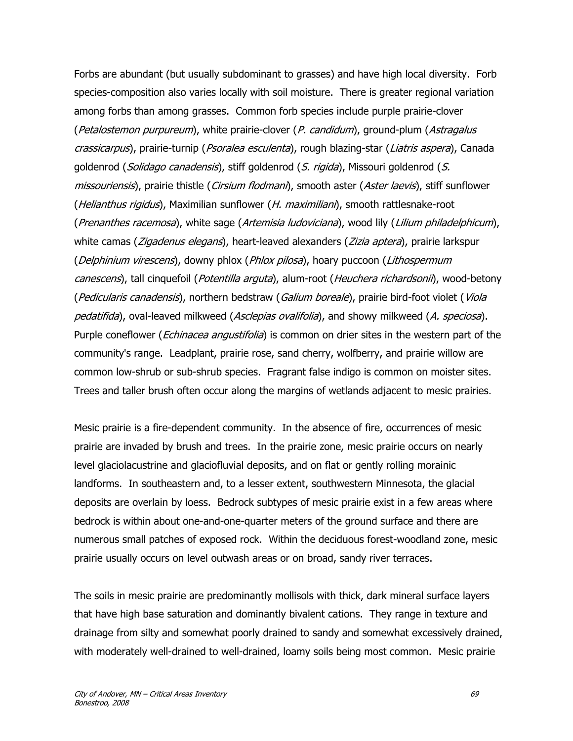Forbs are abundant (but usually subdominant to grasses) and have high local diversity. Forb species-composition also varies locally with soil moisture. There is greater regional variation among forbs than among grasses. Common forb species include purple prairie-clover (*Petalostemon purpureum*), white prairie-clover (*P. candidum*), ground-plum (*Astragalus crassicarpus*), prairie-turnip (*Psoralea esculenta*), rough blazing-star (*Liatris aspera*), Canada goldenrod (*Solidago canadensis*), stiff goldenrod (*S. rigida*), Missouri goldenrod (*S. missouriensis*), prairie thistle (*Cirsium flodmani*), smooth aster (*Aster laevis*), stiff sunflower (*Helianthus rigidus*), Maximilian sunflower (*H. maximiliani*), smooth rattlesnake-root (*Prenanthes racemosa*), white sage (*Artemisia ludoviciana*), wood lily (*Lilium philadelphicum*), white camas (*Zigadenus elegans*), heart-leaved alexanders (*Zizia aptera*), prairie larkspur (*Delphinium virescens*), downy phlox (*Phlox pilosa*), hoary puccoon (*Lithospermum canescens*), tall cinquefoil (*Potentilla arguta*), alum-root (*Heuchera richardsonii*), wood-betony (*Pedicularis canadensis*), northern bedstraw (*Galium boreale*), prairie bird-foot violet (*Viola pedatifida*), oval-leaved milkweed (*Asclepias ovalifolia*), and showy milkweed (*A. speciosa*). Purple coneflower (*Echinacea angustifolia*) is common on drier sites in the western part of the community's range. Leadplant, prairie rose, sand cherry, wolfberry, and prairie willow are common low-shrub or sub-shrub species. Fragrant false indigo is common on moister sites. Trees and taller brush often occur along the margins of wetlands adjacent to mesic prairies.

Mesic prairie is a fire-dependent community. In the absence of fire, occurrences of mesic prairie are invaded by brush and trees. In the prairie zone, mesic prairie occurs on nearly level glaciolacustrine and glaciofluvial deposits, and on flat or gently rolling morainic landforms. In southeastern and, to a lesser extent, southwestern Minnesota, the glacial deposits are overlain by loess. Bedrock subtypes of mesic prairie exist in a few areas where bedrock is within about one-and-one-quarter meters of the ground surface and there are numerous small patches of exposed rock. Within the deciduous forest-woodland zone, mesic prairie usually occurs on level outwash areas or on broad, sandy river terraces.

The soils in mesic prairie are predominantly mollisols with thick, dark mineral surface layers that have high base saturation and dominantly bivalent cations. They range in texture and drainage from silty and somewhat poorly drained to sandy and somewhat excessively drained, with moderately well-drained to well-drained, loamy soils being most common. Mesic prairie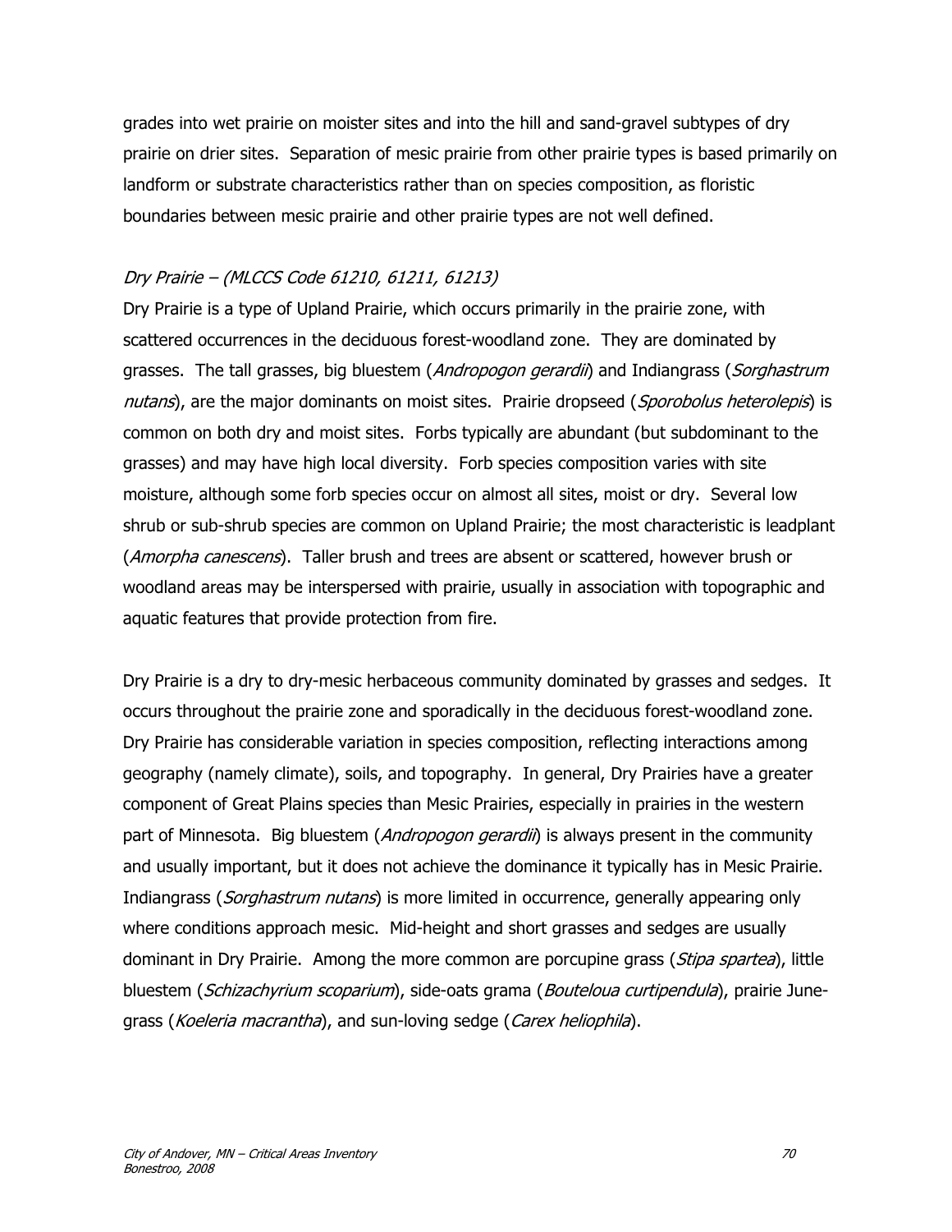grades into wet prairie on moister sites and into the hill and sand-gravel subtypes of dry prairie on drier sites. Separation of mesic prairie from other prairie types is based primarily on landform or substrate characteristics rather than on species composition, as floristic boundaries between mesic prairie and other prairie types are not well defined.

*Dry Prairie – (MLCCS Code 61210, 61211, 61213)*

Dry Prairie is a type of Upland Prairie, which occurs primarily in the prairie zone, with scattered occurrences in the deciduous forest-woodland zone. They are dominated by grasses. The tall grasses, big bluestem (*Andropogon gerardii*) and Indiangrass (*Sorghastrum nutans*), are the major dominants on moist sites. Prairie dropseed (*Sporobolus heterolepis*) is common on both dry and moist sites. Forbs typically are abundant (but subdominant to the grasses) and may have high local diversity. Forb species composition varies with site moisture, although some forb species occur on almost all sites, moist or dry. Several low shrub or sub-shrub species are common on Upland Prairie; the most characteristic is leadplant (*Amorpha canescens*). Taller brush and trees are absent or scattered, however brush or woodland areas may be interspersed with prairie, usually in association with topographic and aquatic features that provide protection from fire.

Dry Prairie is a dry to dry-mesic herbaceous community dominated by grasses and sedges. It occurs throughout the prairie zone and sporadically in the deciduous forest-woodland zone. Dry Prairie has considerable variation in species composition, reflecting interactions among geography (namely climate), soils, and topography. In general, Dry Prairies have a greater component of Great Plains species than Mesic Prairies, especially in prairies in the western part of Minnesota. Big bluestem (*Andropogon gerardii*) is always present in the community and usually important, but it does not achieve the dominance it typically has in Mesic Prairie. Indiangrass (*Sorghastrum nutans*) is more limited in occurrence, generally appearing only where conditions approach mesic. Mid-height and short grasses and sedges are usually dominant in Dry Prairie. Among the more common are porcupine grass (*Stipa spartea*), little bluestem (*Schizachyrium scoparium*), side-oats grama (*Bouteloua curtipendula*), prairie June-grass (*Koeleria macrantha*), and sun-loving sedge (*Carex heliophila*).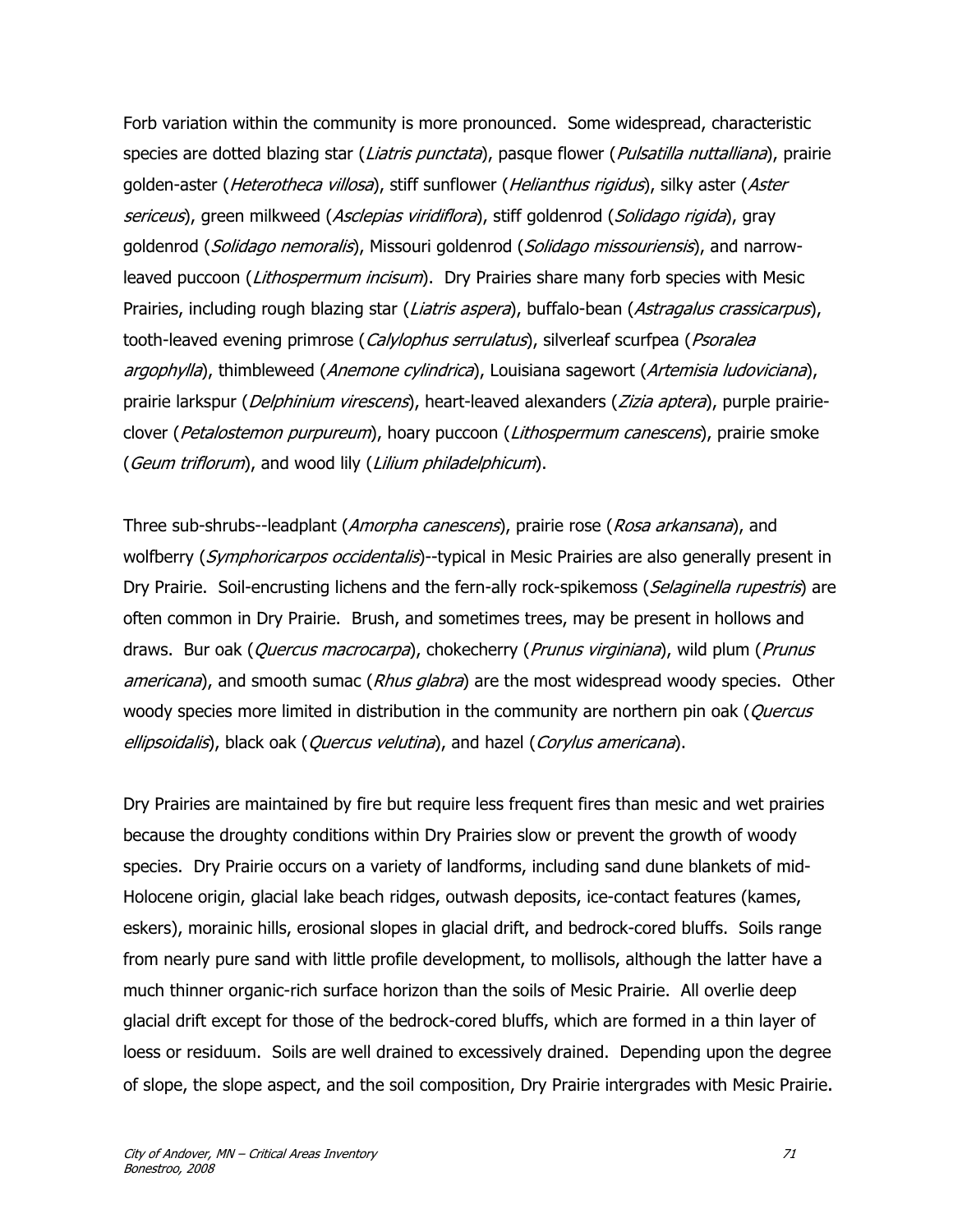Forb variation within the community is more pronounced. Some widespread, characteristic species are dotted blazing star (*Liatris punctata*), pasque flower (*Pulsatilla nuttalliana*), prairie golden-aster (*Heterotheca villosa*), stiff sunflower (*Helianthus rigidus*), silky aster (*Aster sericeus*), green milkweed (*Asclepias viridiflora*), stiff goldenrod (*Solidago rigida*), gray goldenrod (*Solidago nemoralis*), Missouri goldenrod (*Solidago missouriensis*), and narrow-leaved puccoon (*Lithospermum incisum*). Dry Prairies share many forb species with Mesic Prairies, including rough blazing star (*Liatris aspera*), buffalo-bean (*Astragalus crassicarpus*), tooth-leaved evening primrose (*Calylophus serrulatus*), silverleaf scurfpea (*Psoralea argophylla*), thimbleweed (*Anemone cylindrica*), Louisiana sagewort (*Artemisia ludoviciana*), prairie larkspur (*Delphinium virescens*), heart-leaved alexanders (*Zizia aptera*), purple prairie-clover (*Petalostemon purpureum*), hoary puccoon (*Lithospermum canescens*), prairie smoke (*Geum triflorum*), and wood lily (*Lilium philadelphicum*).

Three sub-shrubs--leadplant (*Amorpha canescens*), prairie rose (*Rosa arkansana*), and wolfberry (*Symphoricarpos occidentalis*)--typical in Mesic Prairies are also generally present in Dry Prairie. Soil-encrusting lichens and the fern-ally rock-spikemoss (*Selaginella rupestris*) are often common in Dry Prairie. Brush, and sometimes trees, may be present in hollows and draws. Bur oak (*Quercus macrocarpa*), chokecherry (*Prunus virginiana*), wild plum (*Prunus americana*), and smooth sumac (*Rhus glabra*) are the most widespread woody species. Other woody species more limited in distribution in the community are northern pin oak (*Quercus ellipsoidalis*), black oak (*Quercus velutina*), and hazel (*Corylus americana*).

Dry Prairies are maintained by fire but require less frequent fires than mesic and wet prairies because the droughty conditions within Dry Prairies slow or prevent the growth of woody species. Dry Prairie occurs on a variety of landforms, including sand dune blankets of mid-Holocene origin, glacial lake beach ridges, outwash deposits, ice-contact features (kames, eskers), morainic hills, erosional slopes in glacial drift, and bedrock-cored bluffs. Soils range from nearly pure sand with little profile development, to mollisols, although the latter have a much thinner organic-rich surface horizon than the soils of Mesic Prairie. All overlie deep glacial drift except for those of the bedrock-cored bluffs, which are formed in a thin layer of loess or residuum. Soils are well drained to excessively drained. Depending upon the degree of slope, the slope aspect, and the soil composition, Dry Prairie intergrades with Mesic Prairie.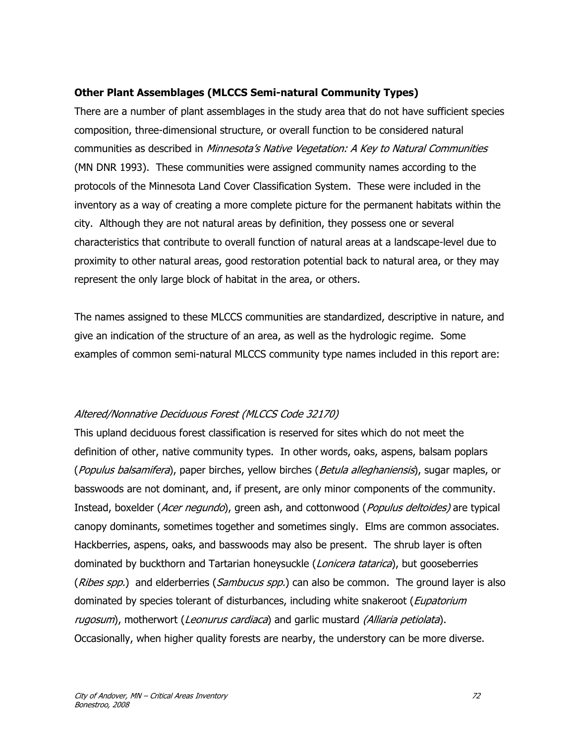### **Other Plant Assemblages (MLCCS Semi-natural Community Types)**

There are a number of plant assemblages in the study area that do not have sufficient species composition, three-dimensional structure, or overall function to be considered natural communities as described in *Minnesota's Native Vegetation: A Key to Natural Communities* (MN DNR 1993). These communities were assigned community names according to the protocols of the Minnesota Land Cover Classification System. These were included in the inventory as a way of creating a more complete picture for the permanent habitats within the city. Although they are not natural areas by definition, they possess one or several characteristics that contribute to overall function of natural areas at a landscape-level due to proximity to other natural areas, good restoration potential back to natural area, or they may represent the only large block of habitat in the area, or others.

The names assigned to these MLCCS communities are standardized, descriptive in nature, and give an indication of the structure of an area, as well as the hydrologic regime. Some examples of common semi-natural MLCCS community type names included in this report are:

*Altered/Nonnative Deciduous Forest (MLCCS Code 32170)*

This upland deciduous forest classification is reserved for sites which do not meet the definition of other, native community types. In other words, oaks, aspens, balsam poplars (*Populus balsamifera*), paper birches, yellow birches (*Betula alleghaniensis*), sugar maples, or basswoods are not dominant, and, if present, are only minor components of the community. Instead, boxelder (*Acer negundo*), green ash, and cottonwood (*Populus deltoides)* are typical canopy dominants, sometimes together and sometimes singly. Elms are common associates. Hackberries, aspens, oaks, and basswoods may also be present. The shrub layer is often dominated by buckthorn and Tartarian honeysuckle (*Lonicera tatarica*), but gooseberries (*Ribes spp.*) and elderberries (*Sambucus spp.*) can also be common. The ground layer is also dominated by species tolerant of disturbances, including white snakeroot (*Eupatorium rugosum*), motherwort (*Leonurus cardiaca*) and garlic mustard *(Alliaria petiolata*). Occasionally, when higher quality forests are nearby, the understory can be more diverse.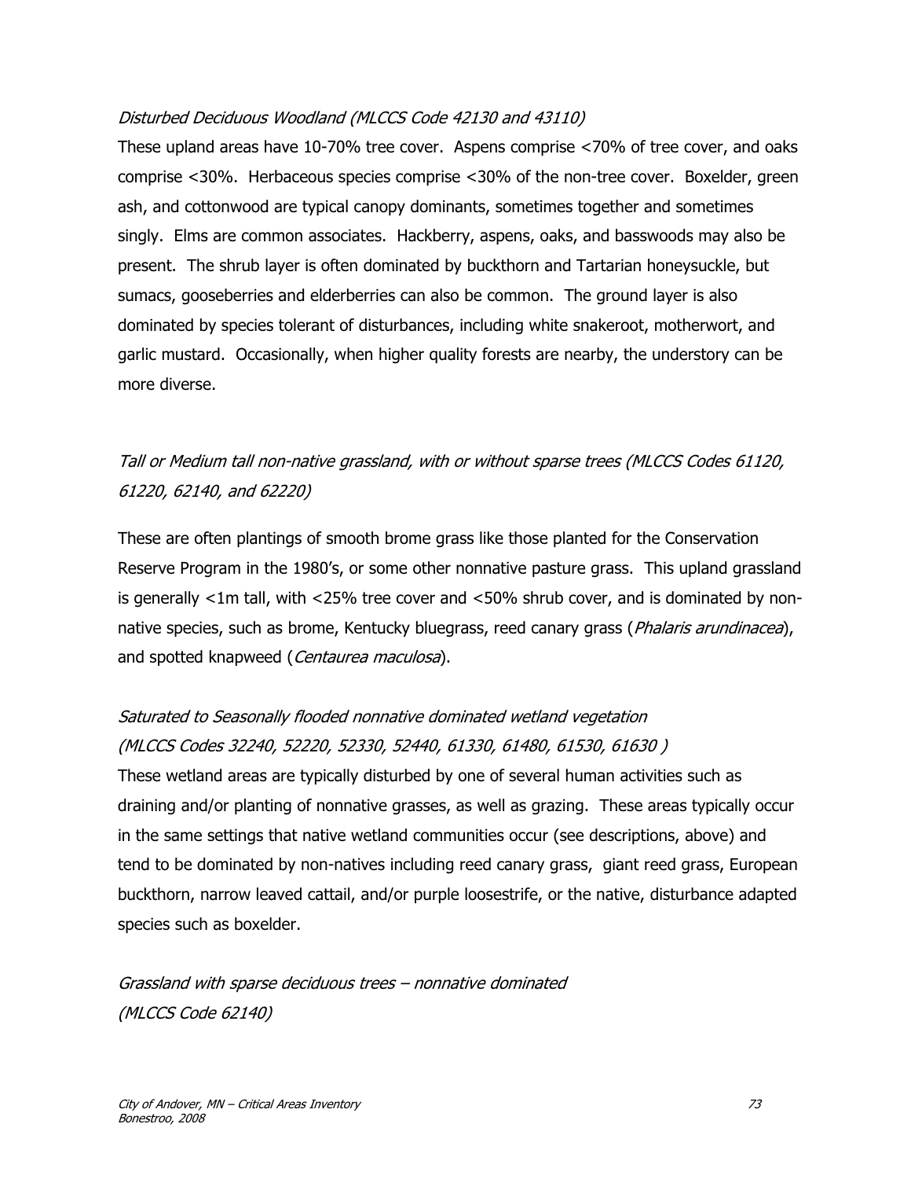*Disturbed Deciduous Woodland (MLCCS Code 42130 and 43110)*

These upland areas have 10-70% tree cover. Aspens comprise <70% of tree cover, and oaks comprise <30%. Herbaceous species comprise <30% of the non-tree cover. Boxelder, green ash, and cottonwood are typical canopy dominants, sometimes together and sometimes singly. Elms are common associates. Hackberry, aspens, oaks, and basswoods may also be present. The shrub layer is often dominated by buckthorn and Tartarian honeysuckle, but sumacs, gooseberries and elderberries can also be common. The ground layer is also dominated by species tolerant of disturbances, including white snakeroot, motherwort, and garlic mustard. Occasionally, when higher quality forests are nearby, the understory can be more diverse.

*Tall or Medium tall non-native grassland, with or without sparse trees (MLCCS Codes 61120, 61220, 62140, and 62220)*

These are often plantings of smooth brome grass like those planted for the Conservation Reserve Program in the 1980's, or some other nonnative pasture grass. This upland grassland is generally <1m tall, with <25% tree cover and <50% shrub cover, and is dominated by non-native species, such as brome, Kentucky bluegrass, reed canary grass (*Phalaris arundinacea*), and spotted knapweed (*Centaurea maculosa*).

*Saturated to Seasonally flooded nonnative dominated wetland vegetation (MLCCS Codes 32240, 52220, 52330, 52440, 61330, 61480, 61530, 61630 )*

These wetland areas are typically disturbed by one of several human activities such as draining and/or planting of nonnative grasses, as well as grazing. These areas typically occur in the same settings that native wetland communities occur (see descriptions, above) and tend to be dominated by non-natives including reed canary grass, giant reed grass, European buckthorn, narrow leaved cattail, and/or purple loosestrife, or the native, disturbance adapted species such as boxelder.

*Grassland with sparse deciduous trees – nonnative dominated (MLCCS Code 62140)*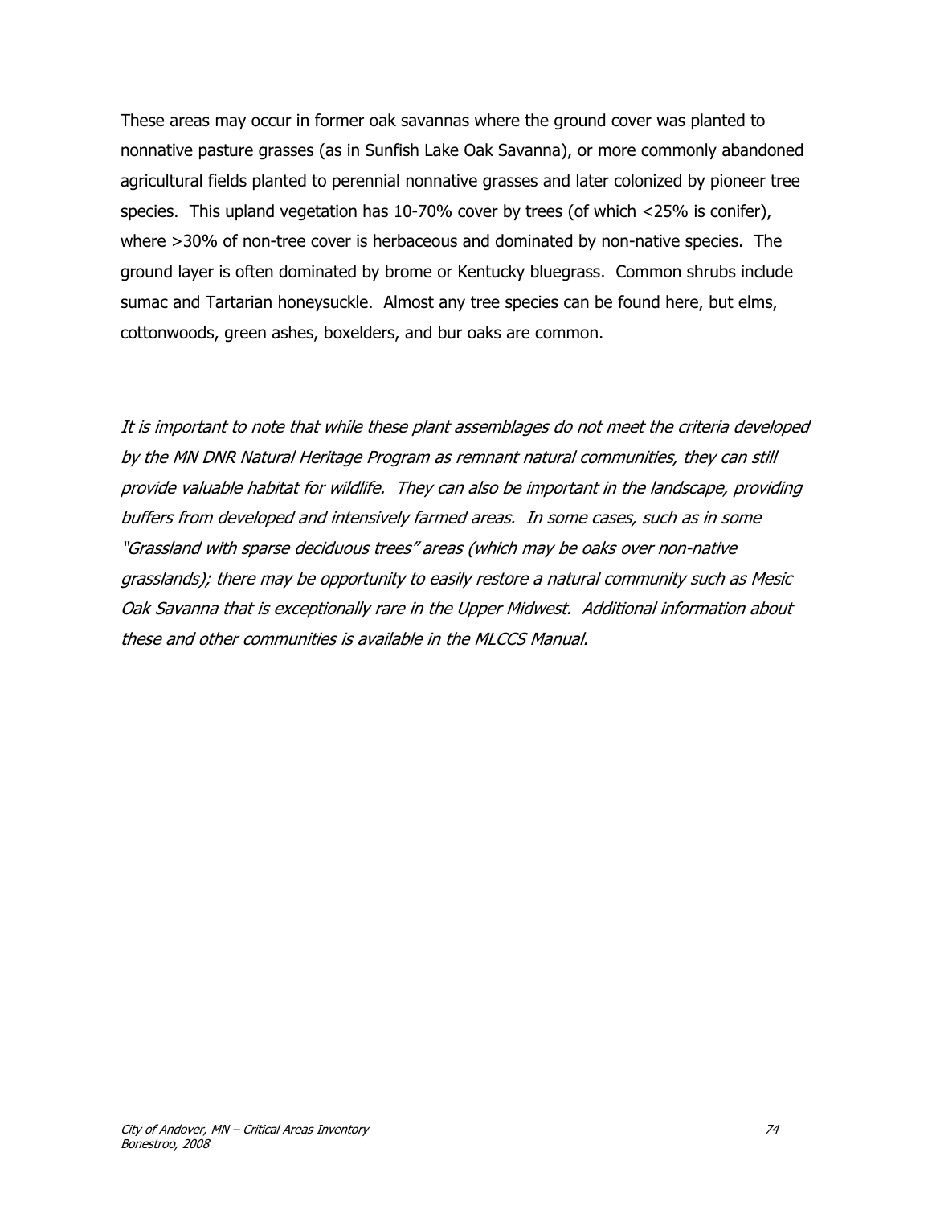These areas may occur in former oak savannas where the ground cover was planted to nonnative pasture grasses (as in Sunfish Lake Oak Savanna), or more commonly abandoned agricultural fields planted to perennial nonnative grasses and later colonized by pioneer tree species. This upland vegetation has 10-70% cover by trees (of which <25% is conifer), where >30% of non-tree cover is herbaceous and dominated by non-native species. The ground layer is often dominated by brome or Kentucky bluegrass. Common shrubs include sumac and Tartarian honeysuckle. Almost any tree species can be found here, but elms, cottonwoods, green ashes, boxelders, and bur oaks are common.

*It is important to note that while these plant assemblages do not meet the criteria developed by the MN DNR Natural Heritage Program as remnant natural communities, they can still provide valuable habitat for wildlife. They can also be important in the landscape, providing buffers from developed and intensively farmed areas. In some cases, such as in some "Grassland with sparse deciduous trees" areas (which may be oaks over non-native grasslands); there may be opportunity to easily restore a natural community such as Mesic Oak Savanna that is exceptionally rare in the Upper Midwest. Additional information about these and other communities is available in the MLCCS Manual.*